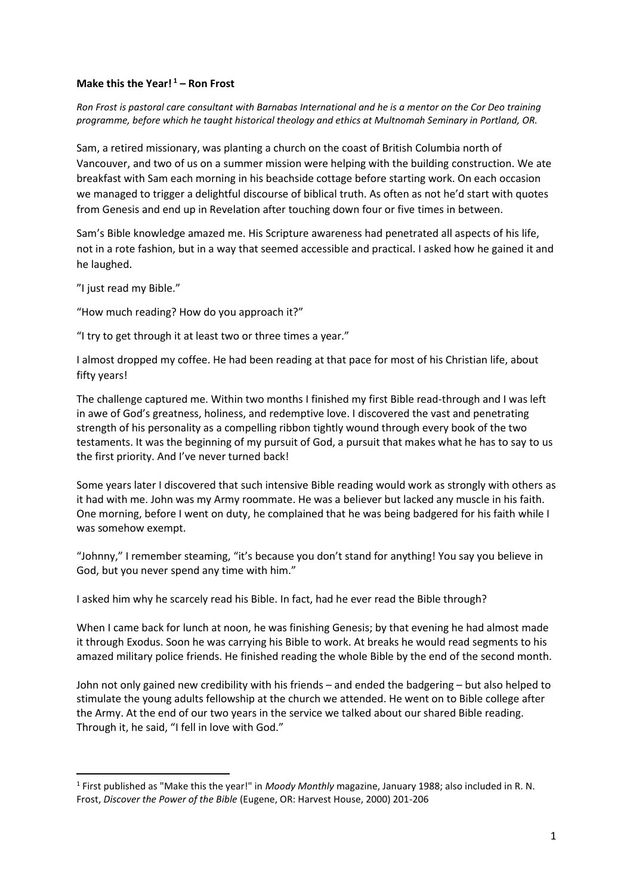**Make this the Year!**[1] **– Ron Frost**

*Ron Frost is pastoral care consultant with Barnabas International and he is a mentor on the Cor Deo training programme, before which he taught historical theology and ethics at Multnomah Seminary in Portland, OR.*

Sam, a retired missionary, was planting a church on the coast of British Columbia north of Vancouver, and two of us on a summer mission were helping with the building construction. We ate breakfast with Sam each morning in his beachside cottage before starting work. On each occasion we managed to trigger a delightful discourse of biblical truth. As often as not he'd start with quotes from Genesis and end up in Revelation after touching down four or five times in between.

Sam's Bible knowledge amazed me. His Scripture awareness had penetrated all aspects of his life, not in a rote fashion, but in a way that seemed accessible and practical. I asked how he gained it and he laughed.

"I just read my Bible."

"How much reading? How do you approach it?"

"I try to get through it at least two or three times a year."

I almost dropped my coffee. He had been reading at that pace for most of his Christian life, about fifty years!

The challenge captured me. Within two months I finished my first Bible read-through and I was left in awe of God's greatness, holiness, and redemptive love. I discovered the vast and penetrating strength of his personality as a compelling ribbon tightly wound through every book of the two testaments. It was the beginning of my pursuit of God, a pursuit that makes what he has to say to us the first priority. And I've never turned back!

Some years later I discovered that such intensive Bible reading would work as strongly with others as it had with me. John was my Army roommate. He was a believer but lacked any muscle in his faith. One morning, before I went on duty, he complained that he was being badgered for his faith while I was somehow exempt.

"Johnny," I remember steaming, "it's because you don't stand for anything! You say you believe in God, but you never spend any time with him."

I asked him why he scarcely read his Bible. In fact, had he ever read the Bible through?

When I came back for lunch at noon, he was finishing Genesis; by that evening he had almost made it through Exodus. Soon he was carrying his Bible to work. At breaks he would read segments to his amazed military police friends. He finished reading the whole Bible by the end of the second month.

John not only gained new credibility with his friends – and ended the badgering – but also helped to stimulate the young adults fellowship at the church we attended. He went on to Bible college after the Army. At the end of our two years in the service we talked about our shared Bible reading. Through it, he said, "I fell in love with God."

---

[1] First published as "Make this the year!" in *Moody Monthly* magazine, January 1988; also included in R. N. Frost, *Discover the Power of the Bible* (Eugene, OR: Harvest House, 2000) 201-206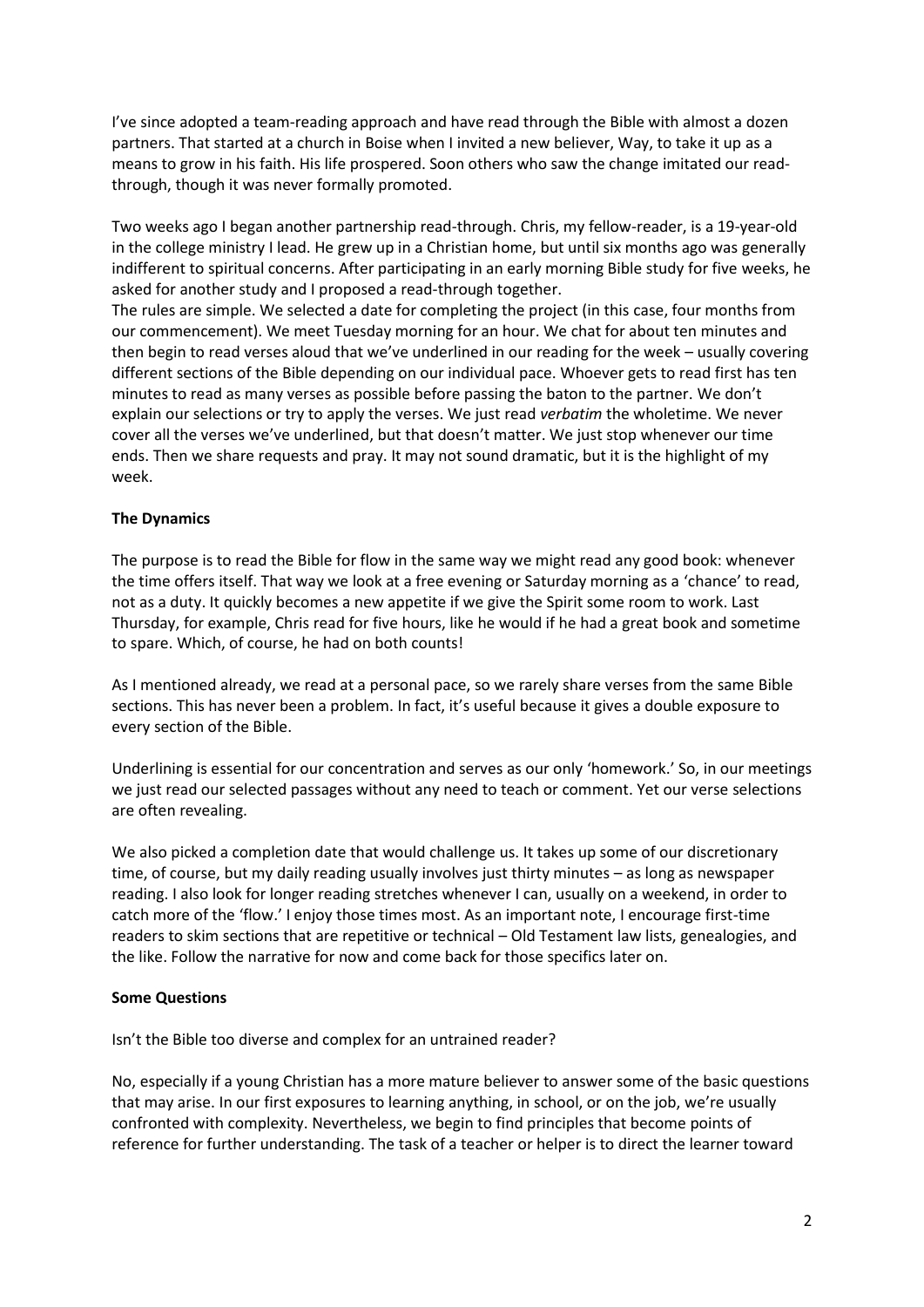I've since adopted a team-reading approach and have read through the Bible with almost a dozen partners. That started at a church in Boise when I invited a new believer, Way, to take it up as a means to grow in his faith. His life prospered. Soon others who saw the change imitated our read-through, though it was never formally promoted.

Two weeks ago I began another partnership read-through. Chris, my fellow-reader, is a 19-year-old in the college ministry I lead. He grew up in a Christian home, but until six months ago was generally indifferent to spiritual concerns. After participating in an early morning Bible study for five weeks, he asked for another study and I proposed a read-through together.

The rules are simple. We selected a date for completing the project (in this case, four months from our commencement). We meet Tuesday morning for an hour. We chat for about ten minutes and then begin to read verses aloud that we've underlined in our reading for the week – usually covering different sections of the Bible depending on our individual pace. Whoever gets to read first has ten minutes to read as many verses as possible before passing the baton to the partner. We don't explain our selections or try to apply the verses. We just read *verbatim* the wholetime. We never cover all the verses we've underlined, but that doesn't matter. We just stop whenever our time ends. Then we share requests and pray. It may not sound dramatic, but it is the highlight of my week.

**The Dynamics**

The purpose is to read the Bible for flow in the same way we might read any good book: whenever the time offers itself. That way we look at a free evening or Saturday morning as a 'chance' to read, not as a duty. It quickly becomes a new appetite if we give the Spirit some room to work. Last Thursday, for example, Chris read for five hours, like he would if he had a great book and sometime to spare. Which, of course, he had on both counts!

As I mentioned already, we read at a personal pace, so we rarely share verses from the same Bible sections. This has never been a problem. In fact, it's useful because it gives a double exposure to every section of the Bible.

Underlining is essential for our concentration and serves as our only 'homework.' So, in our meetings we just read our selected passages without any need to teach or comment. Yet our verse selections are often revealing.

We also picked a completion date that would challenge us. It takes up some of our discretionary time, of course, but my daily reading usually involves just thirty minutes – as long as newspaper reading. I also look for longer reading stretches whenever I can, usually on a weekend, in order to catch more of the 'flow.' I enjoy those times most. As an important note, I encourage first-time readers to skim sections that are repetitive or technical – Old Testament law lists, genealogies, and the like. Follow the narrative for now and come back for those specifics later on.

**Some Questions**

Isn't the Bible too diverse and complex for an untrained reader?

No, especially if a young Christian has a more mature believer to answer some of the basic questions that may arise. In our first exposures to learning anything, in school, or on the job, we're usually confronted with complexity. Nevertheless, we begin to find principles that become points of reference for further understanding. The task of a teacher or helper is to direct the learner toward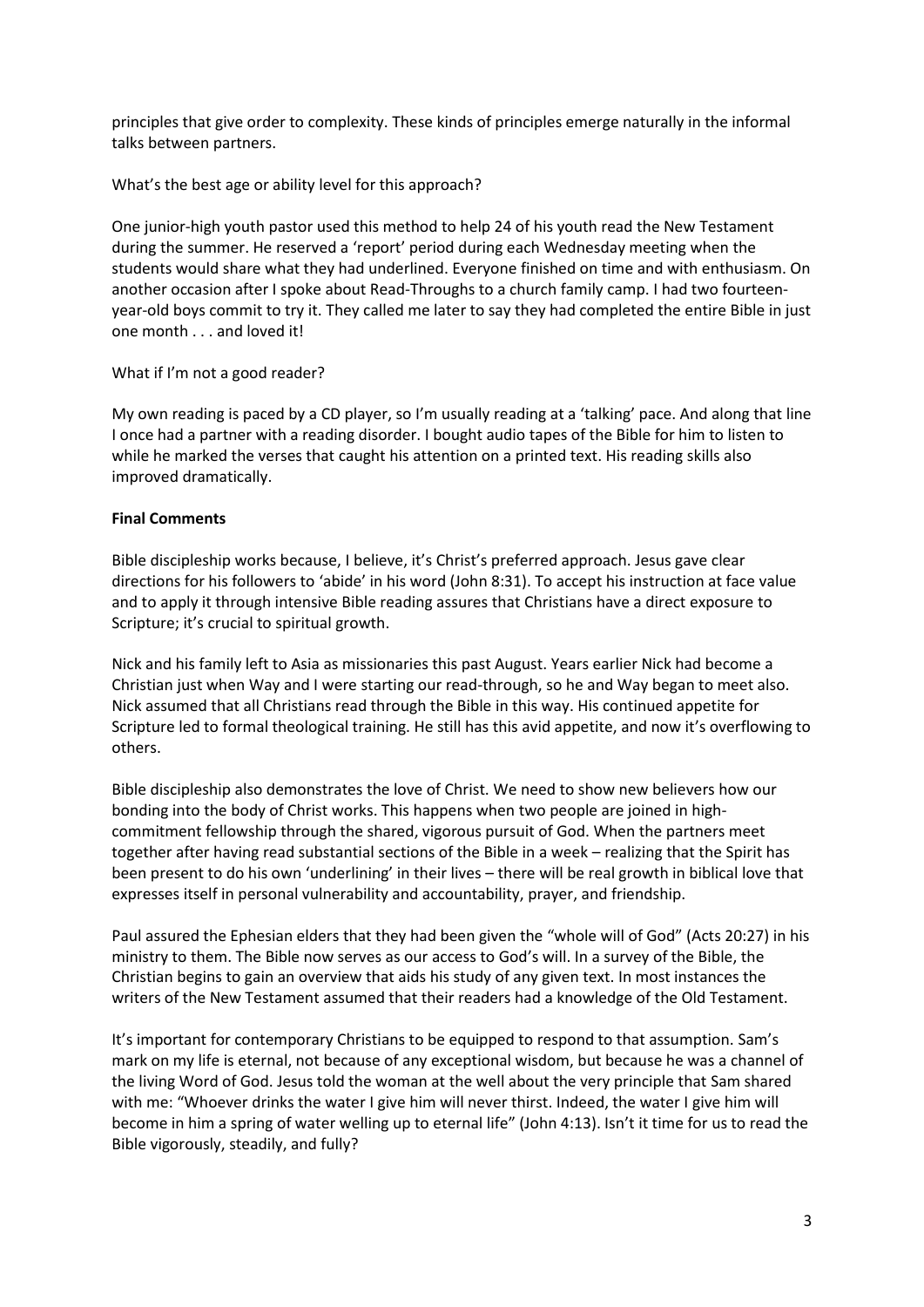principles that give order to complexity. These kinds of principles emerge naturally in the informal talks between partners.

What's the best age or ability level for this approach?

One junior-high youth pastor used this method to help 24 of his youth read the New Testament during the summer. He reserved a 'report' period during each Wednesday meeting when the students would share what they had underlined. Everyone finished on time and with enthusiasm. On another occasion after I spoke about Read-Throughs to a church family camp. I had two fourteen-year-old boys commit to try it. They called me later to say they had completed the entire Bible in just one month . . . and loved it!

What if I'm not a good reader?

My own reading is paced by a CD player, so I'm usually reading at a 'talking' pace. And along that line I once had a partner with a reading disorder. I bought audio tapes of the Bible for him to listen to while he marked the verses that caught his attention on a printed text. His reading skills also improved dramatically.

**Final Comments**

Bible discipleship works because, I believe, it's Christ's preferred approach. Jesus gave clear directions for his followers to 'abide' in his word (John 8:31). To accept his instruction at face value and to apply it through intensive Bible reading assures that Christians have a direct exposure to Scripture; it's crucial to spiritual growth.

Nick and his family left to Asia as missionaries this past August. Years earlier Nick had become a Christian just when Way and I were starting our read-through, so he and Way began to meet also. Nick assumed that all Christians read through the Bible in this way. His continued appetite for Scripture led to formal theological training. He still has this avid appetite, and now it's overflowing to others.

Bible discipleship also demonstrates the love of Christ. We need to show new believers how our bonding into the body of Christ works. This happens when two people are joined in high-commitment fellowship through the shared, vigorous pursuit of God. When the partners meet together after having read substantial sections of the Bible in a week – realizing that the Spirit has been present to do his own 'underlining' in their lives – there will be real growth in biblical love that expresses itself in personal vulnerability and accountability, prayer, and friendship.

Paul assured the Ephesian elders that they had been given the "whole will of God" (Acts 20:27) in his ministry to them. The Bible now serves as our access to God's will. In a survey of the Bible, the Christian begins to gain an overview that aids his study of any given text. In most instances the writers of the New Testament assumed that their readers had a knowledge of the Old Testament.

It's important for contemporary Christians to be equipped to respond to that assumption. Sam's mark on my life is eternal, not because of any exceptional wisdom, but because he was a channel of the living Word of God. Jesus told the woman at the well about the very principle that Sam shared with me: "Whoever drinks the water I give him will never thirst. Indeed, the water I give him will become in him a spring of water welling up to eternal life" (John 4:13). Isn't it time for us to read the Bible vigorously, steadily, and fully?